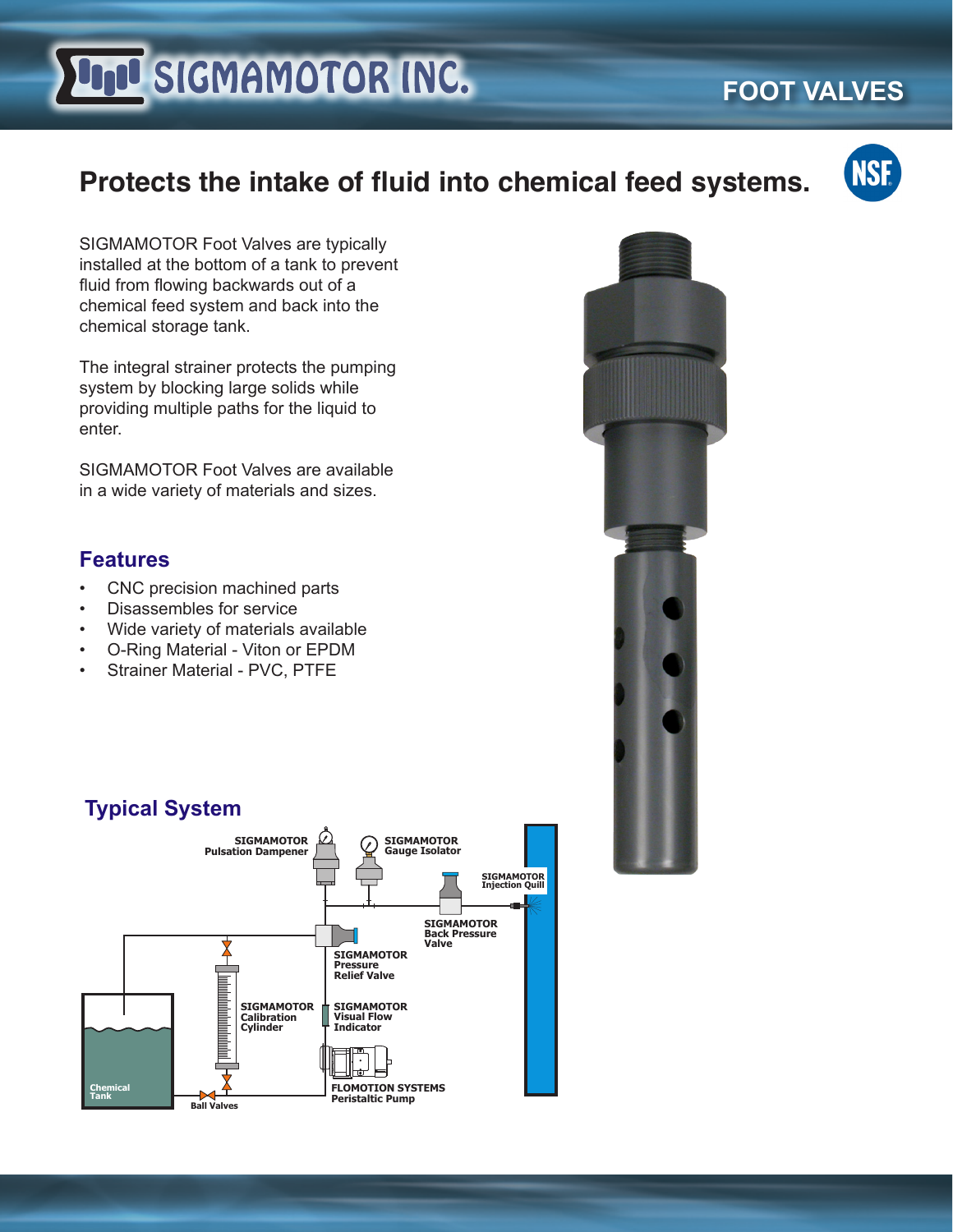# SIGMAMOTOR INC.

## FOOT VALVES

## Protects the intake of fluid into chemical feed systems.

SIGMAMOTOR Foot Valves are typically installed at the bottom of a tank to prevent fluid from flowing backwards out of a chemical feed system and back into the chemical storage tank.

The integral strainer protects the pumping system by blocking large solids while providing multiple paths for the liquid to enter.

SIGMAMOTOR Foot Valves are available in a wide variety of materials and sizes.

### Features

- CNC precision machined parts
- Disassembles for service
- Wide variety of materials available
- O-Ring Material - Viton or EPDM
- Strainer Material - PVC, PTFE

### Typical System

SIGMAMOTOR Pulsation Dampener

SIGMAMOTOR Gauge Isolator

SIGMAMOTOR Injection Quill

SIGMAMOTOR Back Pressure Valve

SIGMAMOTOR Pressure Relief Valve

SIGMAMOTOR Calibration Cylinder

SIGMAMOTOR Visual Flow Indicator

Chemical Tank

Ball Valves

FLOMOTION SYSTEMS Peristaltic Pump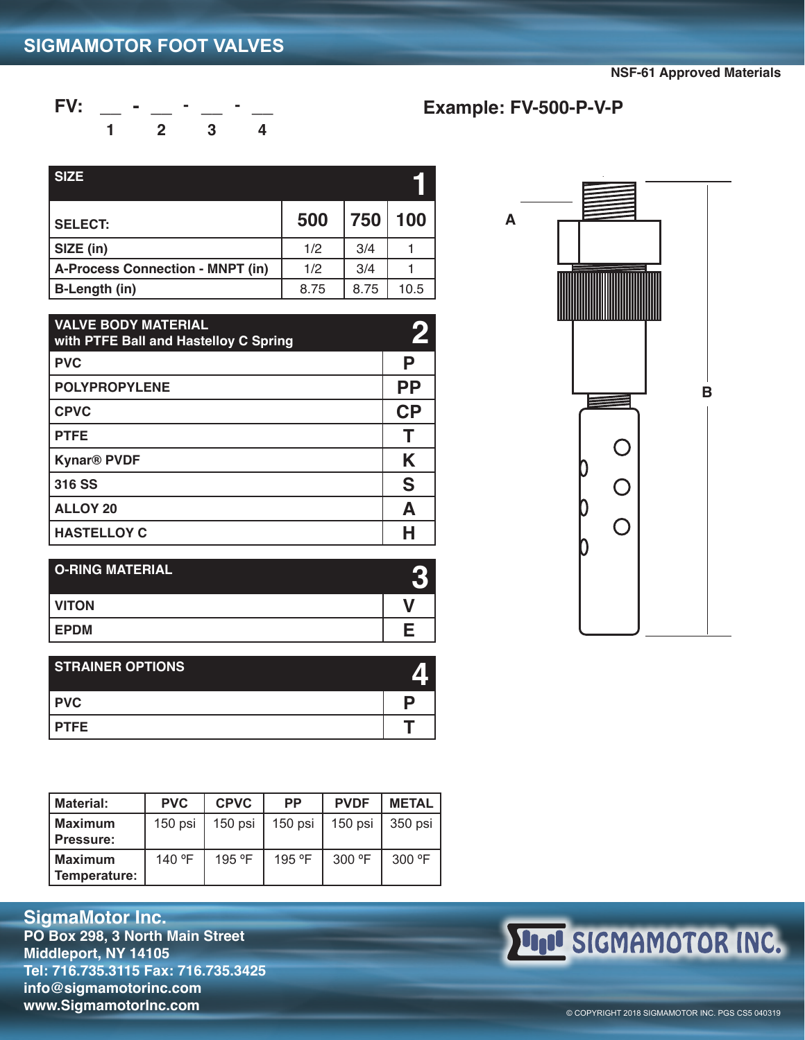# SIGMAMOTOR FOOT VALVES

**NSF-61 Approved Materials**

**FV: __ - __ - __ - __**
1 2 3 4

**Example: FV-500-P-V-P**

| SIZE | | | 1 |
|---|---|---|---|
| **SELECT:** | **500** | **750** | **100** |
| **SIZE (in)** | 1/2 | 3/4 | 1 |
| **A-Process Connection - MNPT (in)** | 1/2 | 3/4 | 1 |
| **B-Length (in)** | 8.75 | 8.75 | 10.5 |

| VALVE BODY MATERIAL with PTFE Ball and Hastelloy C Spring | 2 |
|---|---|
| **PVC** | **P** |
| **POLYPROPYLENE** | **PP** |
| **CPVC** | **CP** |
| **PTFE** | **T** |
| **Kynar® PVDF** | **K** |
| **316 SS** | **S** |
| **ALLOY 20** | **A** |
| **HASTELLOY C** | **H** |

| O-RING MATERIAL | 3 |
|---|---|
| **VITON** | **V** |
| **EPDM** | **E** |

| STRAINER OPTIONS | 4 |
|---|---|
| **PVC** | **P** |
| **PTFE** | **T** |

A

B

| Material: | PVC | CPVC | PP | PVDF | METAL |
|---|---|---|---|---|---|
| **Maximum Pressure:** | 150 psi | 150 psi | 150 psi | 150 psi | 350 psi |
| **Maximum Temperature:** | 140 ºF | 195 ºF | 195 ºF | 300 ºF | 300 ºF |

**SigmaMotor Inc.**
**PO Box 298, 3 North Main Street**
**Middleport, NY 14105**
**Tel: 716.735.3115 Fax: 716.735.3425**
**info@sigmamotorinc.com**
**www.SigmamotorInc.com**

SIGMAMOTOR INC.

© COPYRIGHT 2018 SIGMAMOTOR INC. PGS CS5 040319